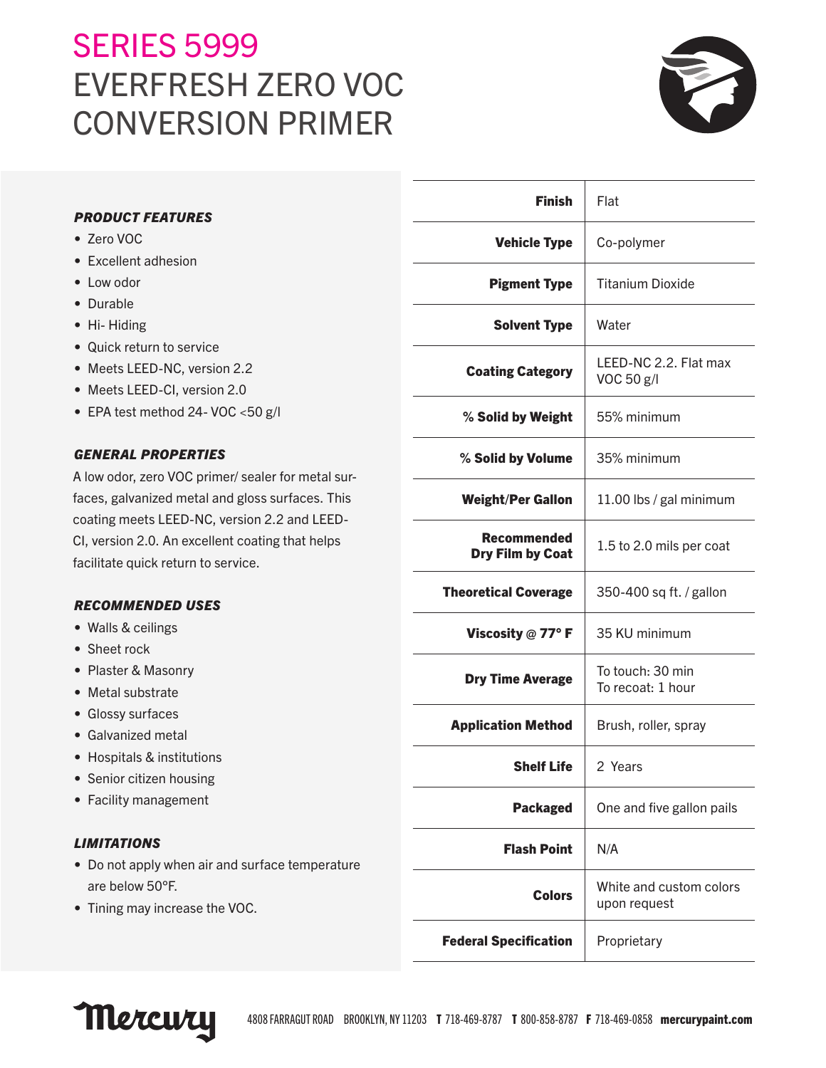# SERIES 5999

# EVERFRESH ZERO VOC CONVERSION PRIMER

### *PRODUCT FEATURES*

- Zero VOC
- Excellent adhesion
- Low odor
- Durable
- Hi- Hiding
- Quick return to service
- Meets LEED-NC, version 2.2
- Meets LEED-CI, version 2.0
- EPA test method 24- VOC <50 g/l

### *GENERAL PROPERTIES*

A low odor, zero VOC primer/ sealer for metal surfaces, galvanized metal and gloss surfaces. This coating meets LEED-NC, version 2.2 and LEED-CI, version 2.0. An excellent coating that helps facilitate quick return to service.

### *RECOMMENDED USES*

- Walls & ceilings
- Sheet rock
- Plaster & Masonry
- Metal substrate
- Glossy surfaces
- Galvanized metal
- Hospitals & institutions
- Senior citizen housing
- Facility management

### *LIMITATIONS*

- Do not apply when air and surface temperature are below 50°F.
- Tining may increase the VOC.

| Property | Value |
|---|---|
| **Finish** | Flat |
| **Vehicle Type** | Co-polymer |
| **Pigment Type** | Titanium Dioxide |
| **Solvent Type** | Water |
| **Coating Category** | LEED-NC 2.2. Flat max VOC 50 g/l |
| **% Solid by Weight** | 55% minimum |
| **% Solid by Volume** | 35% minimum |
| **Weight/Per Gallon** | 11.00 lbs / gal minimum |
| **Recommended Dry Film by Coat** | 1.5 to 2.0 mils per coat |
| **Theoretical Coverage** | 350-400 sq ft. / gallon |
| **Viscosity @ 77° F** | 35 KU minimum |
| **Dry Time Average** | To touch: 30 min<br>To recoat: 1 hour |
| **Application Method** | Brush, roller, spray |
| **Shelf Life** | 2 Years |
| **Packaged** | One and five gallon pails |
| **Flash Point** | N/A |
| **Colors** | White and custom colors upon request |
| **Federal Specification** | Proprietary |

Mercury

4808 FARRAGUT ROAD BROOKLYN, NY 11203 **T** 718-469-8787 **T** 800-858-8787 **F** 718-469-0858 **mercurypaint.com**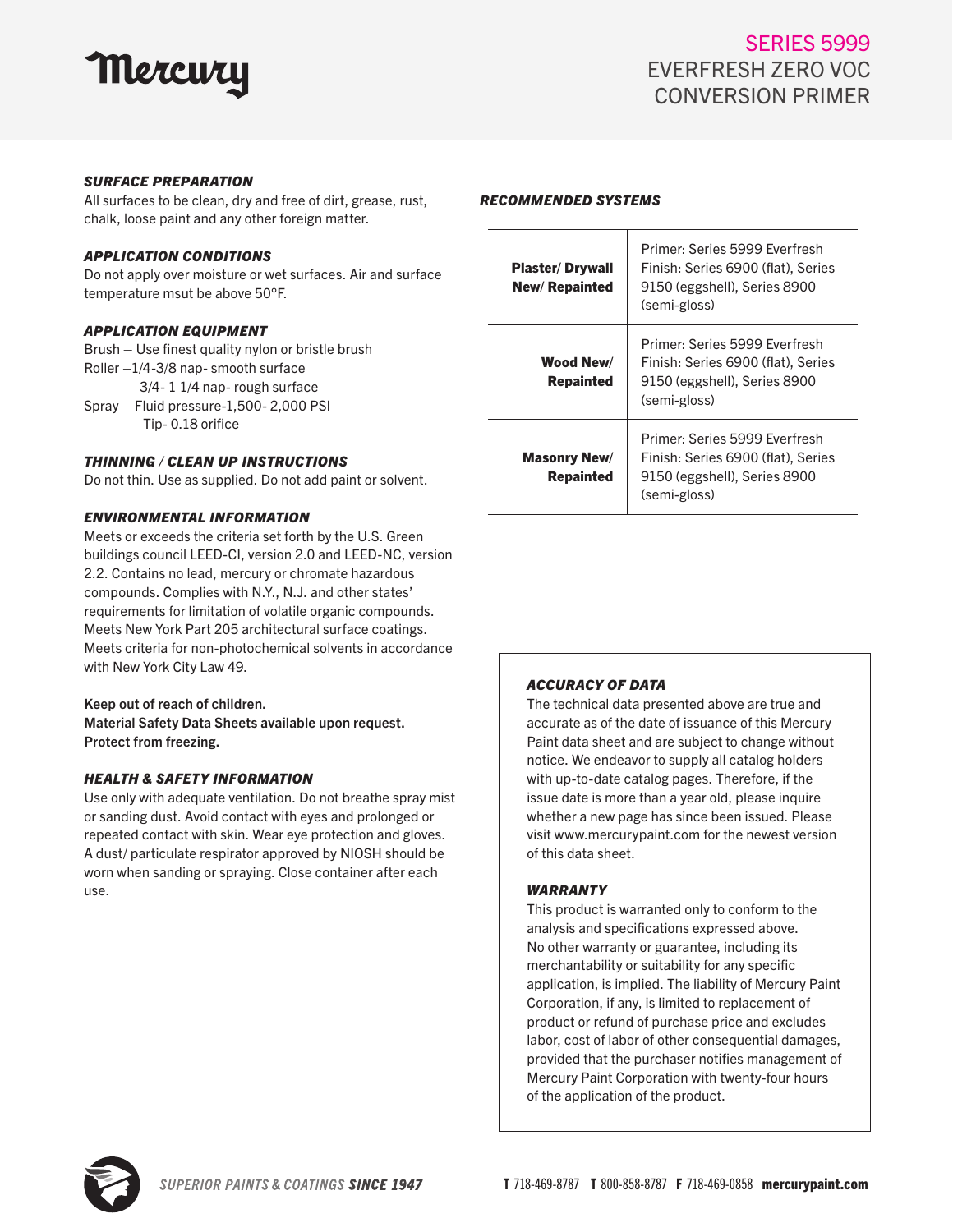# SERIES 5999
# EVERFRESH ZERO VOC CONVERSION PRIMER

### *SURFACE PREPARATION*

All surfaces to be clean, dry and free of dirt, grease, rust, chalk, loose paint and any other foreign matter.

### *APPLICATION CONDITIONS*

Do not apply over moisture or wet surfaces. Air and surface temperature msut be above 50°F.

### *APPLICATION EQUIPMENT*

Brush – Use finest quality nylon or bristle brush
Roller –1/4-3/8 nap- smooth surface
 3/4- 1 1/4 nap- rough surface
Spray – Fluid pressure-1,500- 2,000 PSI
 Tip- 0.18 orifice

### *THINNING / CLEAN UP INSTRUCTIONS*

Do not thin. Use as supplied. Do not add paint or solvent.

### *ENVIRONMENTAL INFORMATION*

Meets or exceeds the criteria set forth by the U.S. Green buildings council LEED-CI, version 2.0 and LEED-NC, version 2.2. Contains no lead, mercury or chromate hazardous compounds. Complies with N.Y., N.J. and other states' requirements for limitation of volatile organic compounds. Meets New York Part 205 architectural surface coatings. Meets criteria for non-photochemical solvents in accordance with New York City Law 49.

**Keep out of reach of children.**
**Material Safety Data Sheets available upon request.**
**Protect from freezing.**

### *HEALTH & SAFETY INFORMATION*

Use only with adequate ventilation. Do not breathe spray mist or sanding dust. Avoid contact with eyes and prolonged or repeated contact with skin. Wear eye protection and gloves. A dust/ particulate respirator approved by NIOSH should be worn when sanding or spraying. Close container after each use.

### *RECOMMENDED SYSTEMS*

| | |
|---|---|
| **Plaster/ Drywall New/ Repainted** | Primer: Series 5999 Everfresh<br>Finish: Series 6900 (flat), Series 9150 (eggshell), Series 8900 (semi-gloss) |
| **Wood New/ Repainted** | Primer: Series 5999 Everfresh<br>Finish: Series 6900 (flat), Series 9150 (eggshell), Series 8900 (semi-gloss) |
| **Masonry New/ Repainted** | Primer: Series 5999 Everfresh<br>Finish: Series 6900 (flat), Series 9150 (eggshell), Series 8900 (semi-gloss) |

### *ACCURACY OF DATA*

The technical data presented above are true and accurate as of the date of issuance of this Mercury Paint data sheet and are subject to change without notice. We endeavor to supply all catalog holders with up-to-date catalog pages. Therefore, if the issue date is more than a year old, please inquire whether a new page has since been issued. Please visit www.mercurypaint.com for the newest version of this data sheet.

### *WARRANTY*

This product is warranted only to conform to the analysis and specifications expressed above. No other warranty or guarantee, including its merchantability or suitability for any specific application, is implied. The liability of Mercury Paint Corporation, if any, is limited to replacement of product or refund of purchase price and excludes labor, cost of labor of other consequential damages, provided that the purchaser notifies management of Mercury Paint Corporation with twenty-four hours of the application of the product.

*SUPERIOR PAINTS & COATINGS* ***SINCE 1947***

**T** 718-469-8787 **T** 800-858-8787 **F** 718-469-0858 **mercurypaint.com**